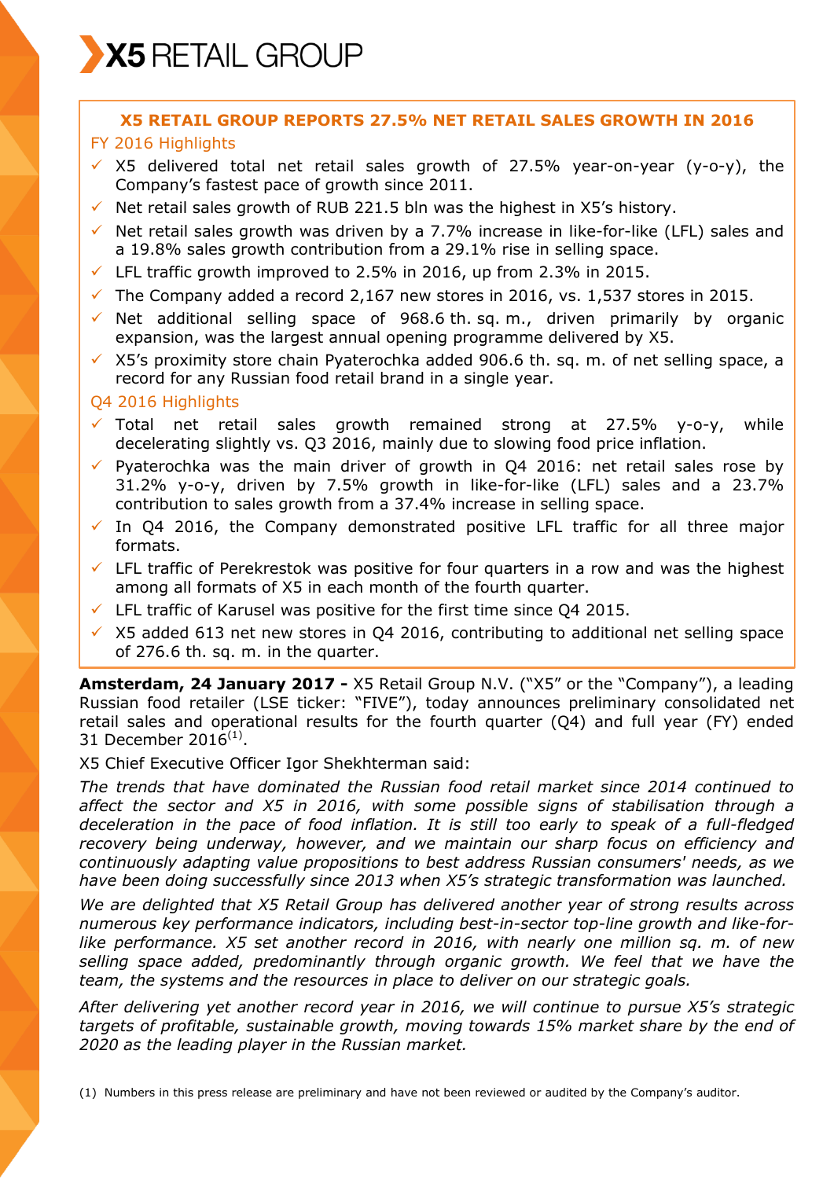# X5 RETAIL GROUP

## X5 RETAIL GROUP REPORTS 27.5% NET RETAIL SALES GROWTH IN 2016

### FY 2016 Highlights

- X5 delivered total net retail sales growth of 27.5% year-on-year (y-o-y), the Company's fastest pace of growth since 2011.
- Net retail sales growth of RUB 221.5 bln was the highest in X5's history.
- Net retail sales growth was driven by a 7.7% increase in like-for-like (LFL) sales and a 19.8% sales growth contribution from a 29.1% rise in selling space.
- LFL traffic growth improved to 2.5% in 2016, up from 2.3% in 2015.
- The Company added a record 2,167 new stores in 2016, vs. 1,537 stores in 2015.
- Net additional selling space of 968.6 th. sq. m., driven primarily by organic expansion, was the largest annual opening programme delivered by X5.
- X5's proximity store chain Pyaterochka added 906.6 th. sq. m. of net selling space, a record for any Russian food retail brand in a single year.

### Q4 2016 Highlights

- Total net retail sales growth remained strong at 27.5% y-o-y, while decelerating slightly vs. Q3 2016, mainly due to slowing food price inflation.
- Pyaterochka was the main driver of growth in Q4 2016: net retail sales rose by 31.2% y-o-y, driven by 7.5% growth in like-for-like (LFL) sales and a 23.7% contribution to sales growth from a 37.4% increase in selling space.
- In Q4 2016, the Company demonstrated positive LFL traffic for all three major formats.
- LFL traffic of Perekrestok was positive for four quarters in a row and was the highest among all formats of X5 in each month of the fourth quarter.
- LFL traffic of Karusel was positive for the first time since Q4 2015.
- X5 added 613 net new stores in Q4 2016, contributing to additional net selling space of 276.6 th. sq. m. in the quarter.

**Amsterdam, 24 January 2017 -** X5 Retail Group N.V. ("X5" or the "Company"), a leading Russian food retailer (LSE ticker: "FIVE"), today announces preliminary consolidated net retail sales and operational results for the fourth quarter (Q4) and full year (FY) ended 31 December 2016[(1)].

X5 Chief Executive Officer Igor Shekhterman said:

*The trends that have dominated the Russian food retail market since 2014 continued to affect the sector and X5 in 2016, with some possible signs of stabilisation through a deceleration in the pace of food inflation. It is still too early to speak of a full-fledged recovery being underway, however, and we maintain our sharp focus on efficiency and continuously adapting value propositions to best address Russian consumers' needs, as we have been doing successfully since 2013 when X5's strategic transformation was launched.*

*We are delighted that X5 Retail Group has delivered another year of strong results across numerous key performance indicators, including best-in-sector top-line growth and like-for-like performance. X5 set another record in 2016, with nearly one million sq. m. of new selling space added, predominantly through organic growth. We feel that we have the team, the systems and the resources in place to deliver on our strategic goals.*

*After delivering yet another record year in 2016, we will continue to pursue X5's strategic targets of profitable, sustainable growth, moving towards 15% market share by the end of 2020 as the leading player in the Russian market.*

(1) Numbers in this press release are preliminary and have not been reviewed or audited by the Company's auditor.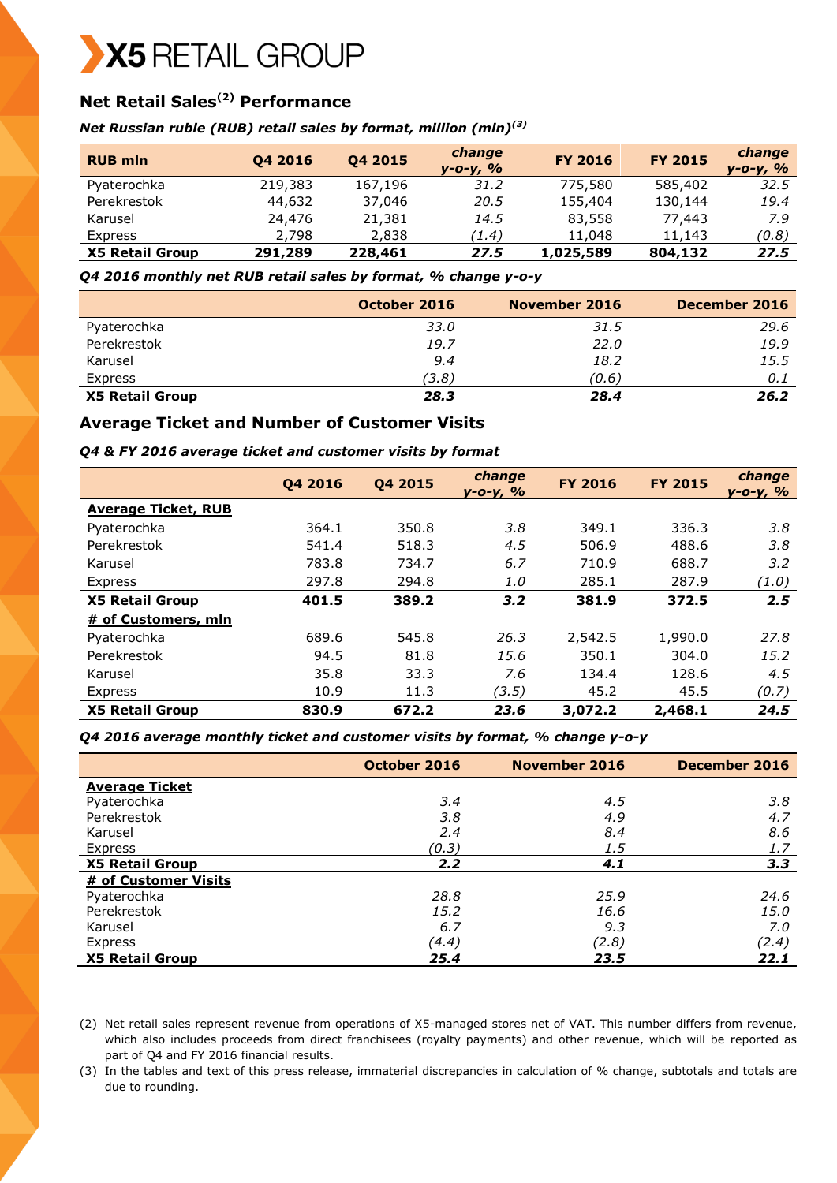## Net Retail Sales[2] Performance

*Net Russian ruble (RUB) retail sales by format, million (mln)[3]*

| RUB mln | Q4 2016 | Q4 2015 | *change y-o-y, %* | FY 2016 | FY 2015 | *change y-o-y, %* |
|---|---|---|---|---|---|---|
| Pyaterochka | 219,383 | 167,196 | *31.2* | 775,580 | 585,402 | *32.5* |
| Perekrestok | 44,632 | 37,046 | *20.5* | 155,404 | 130,144 | *19.4* |
| Karusel | 24,476 | 21,381 | *14.5* | 83,558 | 77,443 | *7.9* |
| Express | 2,798 | 2,838 | *(1.4)* | 11,048 | 11,143 | *(0.8)* |
| **X5 Retail Group** | **291,289** | **228,461** | ***27.5*** | **1,025,589** | **804,132** | ***27.5*** |

*Q4 2016 monthly net RUB retail sales by format, % change y-o-y*

| | October 2016 | November 2016 | December 2016 |
|---|---|---|---|
| Pyaterochka | *33.0* | *31.5* | *29.6* |
| Perekrestok | *19.7* | *22.0* | *19.9* |
| Karusel | *9.4* | *18.2* | *15.5* |
| Express | *(3.8)* | *(0.6)* | *0.1* |
| **X5 Retail Group** | ***28.3*** | ***28.4*** | ***26.2*** |

## Average Ticket and Number of Customer Visits

*Q4 & FY 2016 average ticket and customer visits by format*

| | Q4 2016 | Q4 2015 | *change y-o-y, %* | FY 2016 | FY 2015 | *change y-o-y, %* |
|---|---|---|---|---|---|---|
| **Average Ticket, RUB** | | | | | | |
| Pyaterochka | 364.1 | 350.8 | *3.8* | 349.1 | 336.3 | *3.8* |
| Perekrestok | 541.4 | 518.3 | *4.5* | 506.9 | 488.6 | *3.8* |
| Karusel | 783.8 | 734.7 | *6.7* | 710.9 | 688.7 | *3.2* |
| Express | 297.8 | 294.8 | *1.0* | 285.1 | 287.9 | *(1.0)* |
| **X5 Retail Group** | **401.5** | **389.2** | ***3.2*** | **381.9** | **372.5** | ***2.5*** |
| **# of Customers, mln** | | | | | | |
| Pyaterochka | 689.6 | 545.8 | *26.3* | 2,542.5 | 1,990.0 | *27.8* |
| Perekrestok | 94.5 | 81.8 | *15.6* | 350.1 | 304.0 | *15.2* |
| Karusel | 35.8 | 33.3 | *7.6* | 134.4 | 128.6 | *4.5* |
| Express | 10.9 | 11.3 | *(3.5)* | 45.2 | 45.5 | *(0.7)* |
| **X5 Retail Group** | **830.9** | **672.2** | ***23.6*** | **3,072.2** | **2,468.1** | ***24.5*** |

*Q4 2016 average monthly ticket and customer visits by format, % change y-o-y*

| | October 2016 | November 2016 | December 2016 |
|---|---|---|---|
| **Average Ticket** | | | |
| Pyaterochka | *3.4* | *4.5* | *3.8* |
| Perekrestok | *3.8* | *4.9* | *4.7* |
| Karusel | *2.4* | *8.4* | *8.6* |
| Express | *(0.3)* | *1.5* | *1.7* |
| **X5 Retail Group** | ***2.2*** | ***4.1*** | ***3.3*** |
| **# of Customer Visits** | | | |
| Pyaterochka | *28.8* | *25.9* | *24.6* |
| Perekrestok | *15.2* | *16.6* | *15.0* |
| Karusel | *6.7* | *9.3* | *7.0* |
| Express | *(4.4)* | *(2.8)* | *(2.4)* |
| **X5 Retail Group** | ***25.4*** | ***23.5*** | ***22.1*** |

(2) Net retail sales represent revenue from operations of X5-managed stores net of VAT. This number differs from revenue, which also includes proceeds from direct franchisees (royalty payments) and other revenue, which will be reported as part of Q4 and FY 2016 financial results.

(3) In the tables and text of this press release, immaterial discrepancies in calculation of % change, subtotals and totals are due to rounding.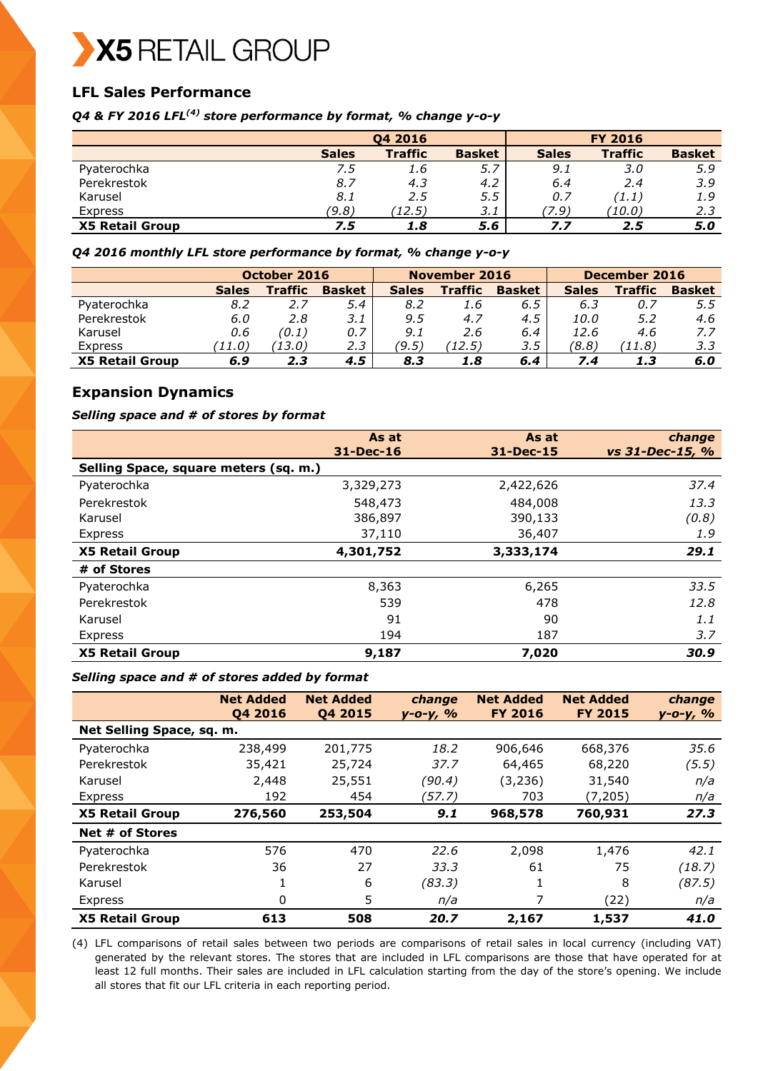## LFL Sales Performance

***Q4 & FY 2016 LFL[4] store performance by format, % change y-o-y***

| | Q4 2016 | | | FY 2016 | | |
|---|---|---|---|---|---|---|
| | **Sales** | **Traffic** | **Basket** | **Sales** | **Traffic** | **Basket** |
| Pyaterochka | *7.5* | *1.6* | *5.7* | *9.1* | *3.0* | *5.9* |
| Perekrestok | *8.7* | *4.3* | *4.2* | *6.4* | *2.4* | *3.9* |
| Karusel | *8.1* | *2.5* | *5.5* | *0.7* | *(1.1)* | *1.9* |
| Express | *(9.8)* | *(12.5)* | *3.1* | *(7.9)* | *(10.0)* | *2.3* |
| **X5 Retail Group** | ***7.5*** | ***1.8*** | ***5.6*** | ***7.7*** | ***2.5*** | ***5.0*** |

***Q4 2016 monthly LFL store performance by format, % change y-o-y***

| | October 2016 | | | November 2016 | | | December 2016 | | |
|---|---|---|---|---|---|---|---|---|---|
| | **Sales** | **Traffic** | **Basket** | **Sales** | **Traffic** | **Basket** | **Sales** | **Traffic** | **Basket** |
| Pyaterochka | *8.2* | *2.7* | *5.4* | *8.2* | *1.6* | *6.5* | *6.3* | *0.7* | *5.5* |
| Perekrestok | *6.0* | *2.8* | *3.1* | *9.5* | *4.7* | *4.5* | *10.0* | *5.2* | *4.6* |
| Karusel | *0.6* | *(0.1)* | *0.7* | *9.1* | *2.6* | *6.4* | *12.6* | *4.6* | *7.7* |
| Express | *(11.0)* | *(13.0)* | *2.3* | *(9.5)* | *(12.5)* | *3.5* | *(8.8)* | *(11.8)* | *3.3* |
| **X5 Retail Group** | ***6.9*** | ***2.3*** | ***4.5*** | ***8.3*** | ***1.8*** | ***6.4*** | ***7.4*** | ***1.3*** | ***6.0*** |

## Expansion Dynamics

***Selling space and # of stores by format***

| | **As at 31-Dec-16** | **As at 31-Dec-15** | ***change vs 31-Dec-15, %*** |
|---|---|---|---|
| **Selling Space, square meters (sq. m.)** | | | |
| Pyaterochka | 3,329,273 | 2,422,626 | *37.4* |
| Perekrestok | 548,473 | 484,008 | *13.3* |
| Karusel | 386,897 | 390,133 | *(0.8)* |
| Express | 37,110 | 36,407 | *1.9* |
| **X5 Retail Group** | **4,301,752** | **3,333,174** | ***29.1*** |
| **# of Stores** | | | |
| Pyaterochka | 8,363 | 6,265 | *33.5* |
| Perekrestok | 539 | 478 | *12.8* |
| Karusel | 91 | 90 | *1.1* |
| Express | 194 | 187 | *3.7* |
| **X5 Retail Group** | **9,187** | **7,020** | ***30.9*** |

***Selling space and # of stores added by format***

| | **Net Added Q4 2016** | **Net Added Q4 2015** | ***change y-o-y, %*** | **Net Added FY 2016** | **Net Added FY 2015** | ***change y-o-y, %*** |
|---|---|---|---|---|---|---|
| **Net Selling Space, sq. m.** | | | | | | |
| Pyaterochka | 238,499 | 201,775 | *18.2* | 906,646 | 668,376 | *35.6* |
| Perekrestok | 35,421 | 25,724 | *37.7* | 64,465 | 68,220 | *(5.5)* |
| Karusel | 2,448 | 25,551 | *(90.4)* | (3,236) | 31,540 | *n/a* |
| Express | 192 | 454 | *(57.7)* | 703 | (7,205) | *n/a* |
| **X5 Retail Group** | **276,560** | **253,504** | ***9.1*** | **968,578** | **760,931** | ***27.3*** |
| **Net # of Stores** | | | | | | |
| Pyaterochka | 576 | 470 | *22.6* | 2,098 | 1,476 | *42.1* |
| Perekrestok | 36 | 27 | *33.3* | 61 | 75 | *(18.7)* |
| Karusel | 1 | 6 | *(83.3)* | 1 | 8 | *(87.5)* |
| Express | 0 | 5 | *n/a* | 7 | (22) | *n/a* |
| **X5 Retail Group** | **613** | **508** | ***20.7*** | **2,167** | **1,537** | ***41.0*** |

(4) LFL comparisons of retail sales between two periods are comparisons of retail sales in local currency (including VAT) generated by the relevant stores. The stores that are included in LFL comparisons are those that have operated for at least 12 full months. Their sales are included in LFL calculation starting from the day of the store's opening. We include all stores that fit our LFL criteria in each reporting period.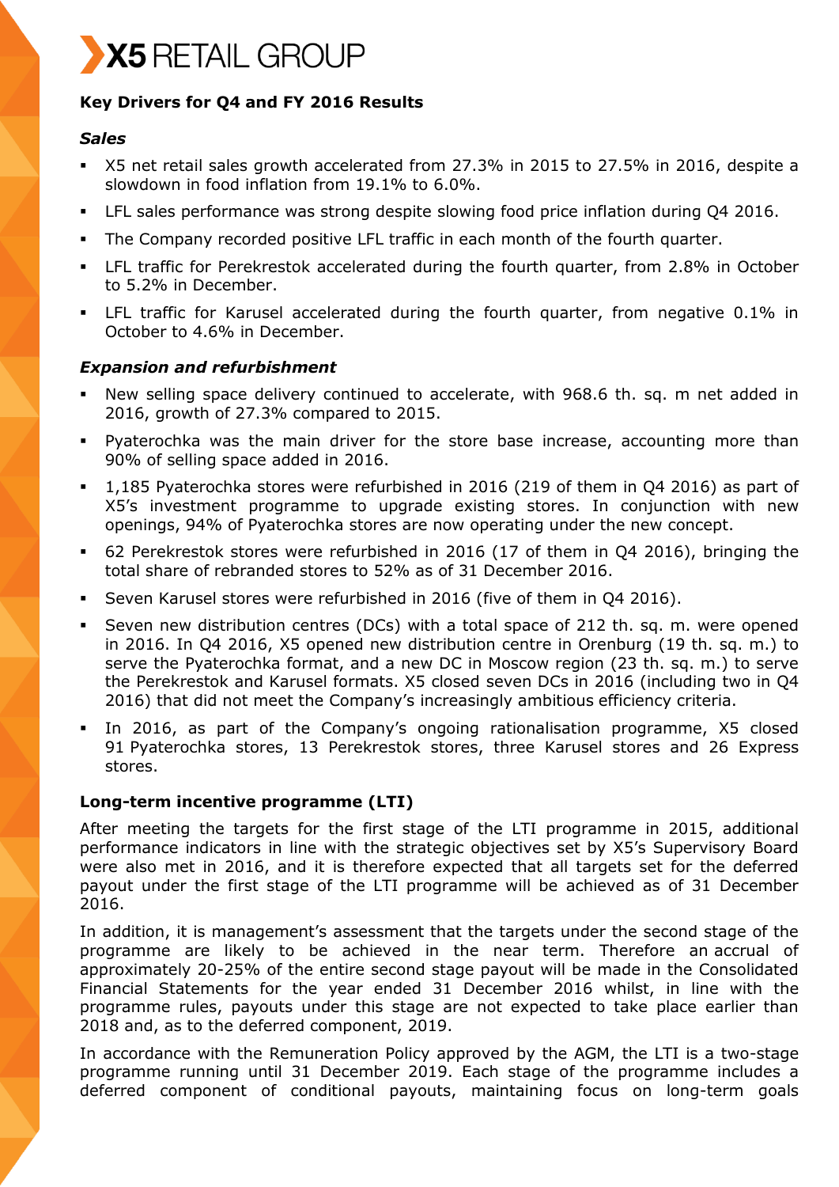## Key Drivers for Q4 and FY 2016 Results

### *Sales*

- X5 net retail sales growth accelerated from 27.3% in 2015 to 27.5% in 2016, despite a slowdown in food inflation from 19.1% to 6.0%.
- LFL sales performance was strong despite slowing food price inflation during Q4 2016.
- The Company recorded positive LFL traffic in each month of the fourth quarter.
- LFL traffic for Perekrestok accelerated during the fourth quarter, from 2.8% in October to 5.2% in December.
- LFL traffic for Karusel accelerated during the fourth quarter, from negative 0.1% in October to 4.6% in December.

### *Expansion and refurbishment*

- New selling space delivery continued to accelerate, with 968.6 th. sq. m net added in 2016, growth of 27.3% compared to 2015.
- Pyaterochka was the main driver for the store base increase, accounting more than 90% of selling space added in 2016.
- 1,185 Pyaterochka stores were refurbished in 2016 (219 of them in Q4 2016) as part of X5's investment programme to upgrade existing stores. In conjunction with new openings, 94% of Pyaterochka stores are now operating under the new concept.
- 62 Perekrestok stores were refurbished in 2016 (17 of them in Q4 2016), bringing the total share of rebranded stores to 52% as of 31 December 2016.
- Seven Karusel stores were refurbished in 2016 (five of them in Q4 2016).
- Seven new distribution centres (DCs) with a total space of 212 th. sq. m. were opened in 2016. In Q4 2016, X5 opened new distribution centre in Orenburg (19 th. sq. m.) to serve the Pyaterochka format, and a new DC in Moscow region (23 th. sq. m.) to serve the Perekrestok and Karusel formats. X5 closed seven DCs in 2016 (including two in Q4 2016) that did not meet the Company's increasingly ambitious efficiency criteria.
- In 2016, as part of the Company's ongoing rationalisation programme, X5 closed 91 Pyaterochka stores, 13 Perekrestok stores, three Karusel stores and 26 Express stores.

## Long-term incentive programme (LTI)

After meeting the targets for the first stage of the LTI programme in 2015, additional performance indicators in line with the strategic objectives set by X5's Supervisory Board were also met in 2016, and it is therefore expected that all targets set for the deferred payout under the first stage of the LTI programme will be achieved as of 31 December 2016.

In addition, it is management's assessment that the targets under the second stage of the programme are likely to be achieved in the near term. Therefore an accrual of approximately 20-25% of the entire second stage payout will be made in the Consolidated Financial Statements for the year ended 31 December 2016 whilst, in line with the programme rules, payouts under this stage are not expected to take place earlier than 2018 and, as to the deferred component, 2019.

In accordance with the Remuneration Policy approved by the AGM, the LTI is a two-stage programme running until 31 December 2019. Each stage of the programme includes a deferred component of conditional payouts, maintaining focus on long-term goals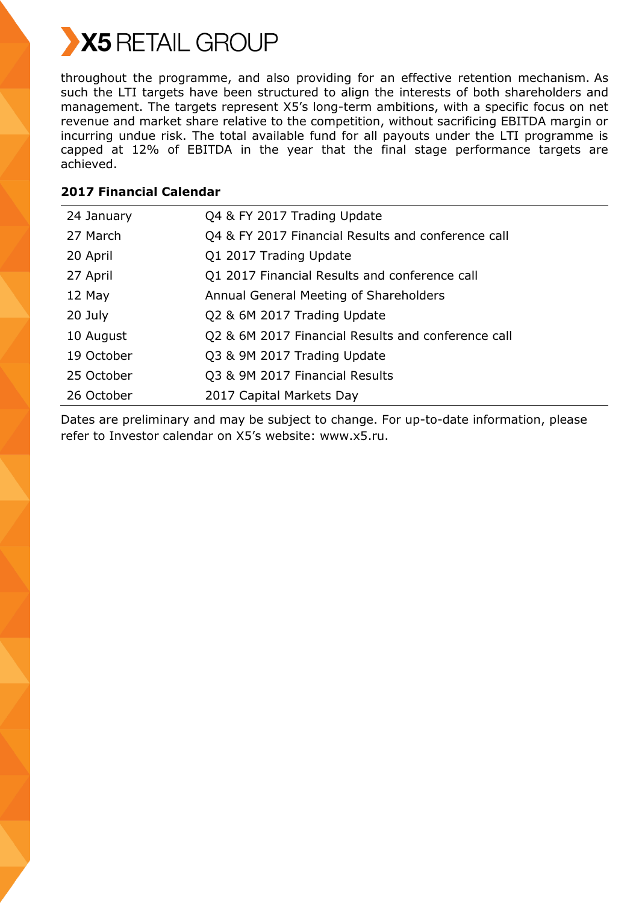throughout the programme, and also providing for an effective retention mechanism. As such the LTI targets have been structured to align the interests of both shareholders and management. The targets represent X5's long-term ambitions, with a specific focus on net revenue and market share relative to the competition, without sacrificing EBITDA margin or incurring undue risk. The total available fund for all payouts under the LTI programme is capped at 12% of EBITDA in the year that the final stage performance targets are achieved.

**2017 Financial Calendar**

| | |
|---|---|
| 24 January | Q4 & FY 2017 Trading Update |
| 27 March | Q4 & FY 2017 Financial Results and conference call |
| 20 April | Q1 2017 Trading Update |
| 27 April | Q1 2017 Financial Results and conference call |
| 12 May | Annual General Meeting of Shareholders |
| 20 July | Q2 & 6M 2017 Trading Update |
| 10 August | Q2 & 6M 2017 Financial Results and conference call |
| 19 October | Q3 & 9M 2017 Trading Update |
| 25 October | Q3 & 9M 2017 Financial Results |
| 26 October | 2017 Capital Markets Day |

Dates are preliminary and may be subject to change. For up-to-date information, please refer to Investor calendar on X5's website: www.x5.ru.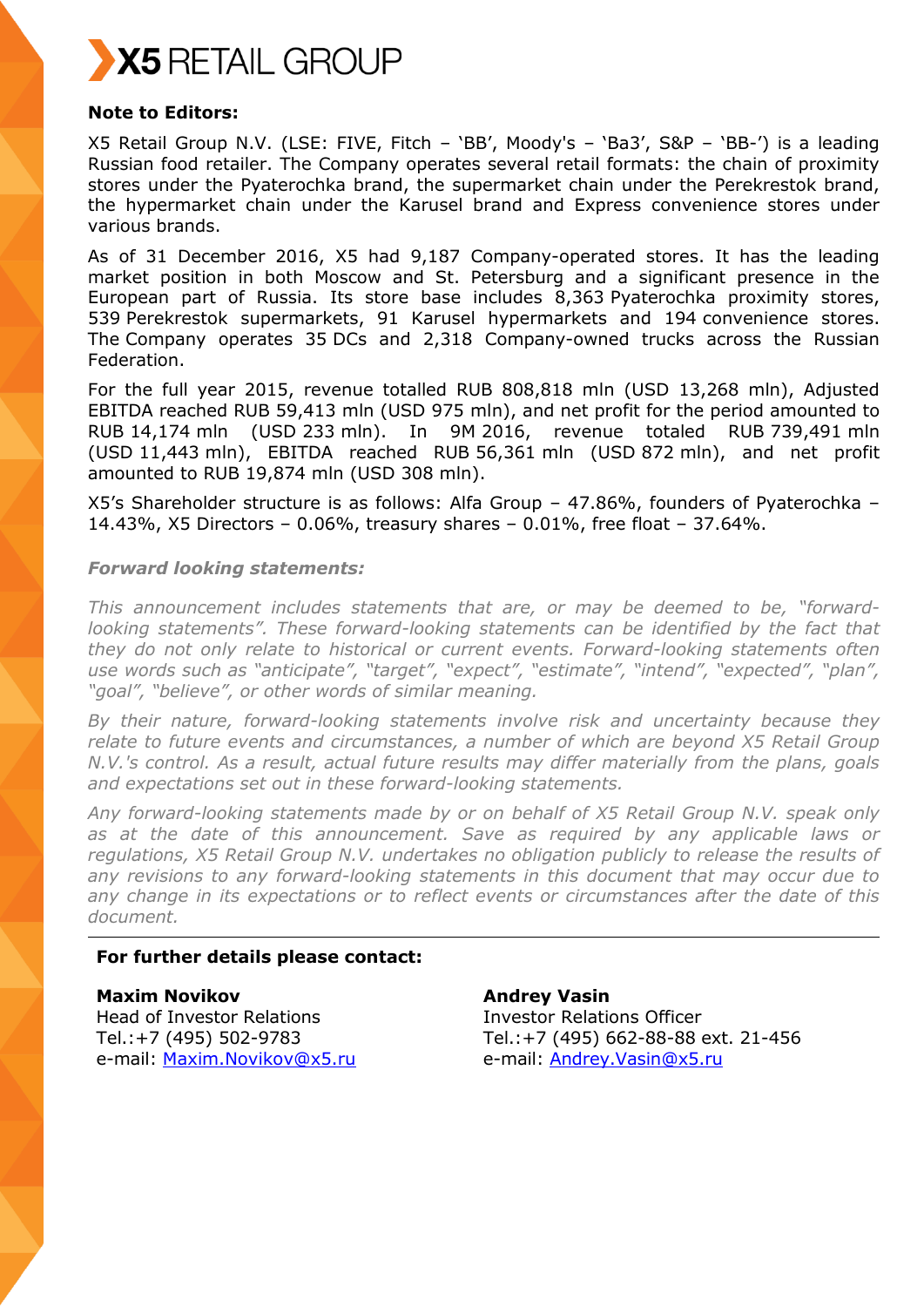**Note to Editors:**

X5 Retail Group N.V. (LSE: FIVE, Fitch – 'BB', Moody's – 'Ba3', S&P – 'BB-') is a leading Russian food retailer. The Company operates several retail formats: the chain of proximity stores under the Pyaterochka brand, the supermarket chain under the Perekrestok brand, the hypermarket chain under the Karusel brand and Express convenience stores under various brands.

As of 31 December 2016, X5 had 9,187 Company-operated stores. It has the leading market position in both Moscow and St. Petersburg and a significant presence in the European part of Russia. Its store base includes 8,363 Pyaterochka proximity stores, 539 Perekrestok supermarkets, 91 Karusel hypermarkets and 194 convenience stores. The Company operates 35 DCs and 2,318 Company-owned trucks across the Russian Federation.

For the full year 2015, revenue totalled RUB 808,818 mln (USD 13,268 mln), Adjusted EBITDA reached RUB 59,413 mln (USD 975 mln), and net profit for the period amounted to RUB 14,174 mln (USD 233 mln). In 9M 2016, revenue totaled RUB 739,491 mln (USD 11,443 mln), EBITDA reached RUB 56,361 mln (USD 872 mln), and net profit amounted to RUB 19,874 mln (USD 308 mln).

X5's Shareholder structure is as follows: Alfa Group – 47.86%, founders of Pyaterochka – 14.43%, X5 Directors – 0.06%, treasury shares – 0.01%, free float – 37.64%.

***Forward looking statements:***

*This announcement includes statements that are, or may be deemed to be, "forward-looking statements". These forward-looking statements can be identified by the fact that they do not only relate to historical or current events. Forward-looking statements often use words such as "anticipate", "target", "expect", "estimate", "intend", "expected", "plan", "goal", "believe", or other words of similar meaning.*

*By their nature, forward-looking statements involve risk and uncertainty because they relate to future events and circumstances, a number of which are beyond X5 Retail Group N.V.'s control. As a result, actual future results may differ materially from the plans, goals and expectations set out in these forward-looking statements.*

*Any forward-looking statements made by or on behalf of X5 Retail Group N.V. speak only as at the date of this announcement. Save as required by any applicable laws or regulations, X5 Retail Group N.V. undertakes no obligation publicly to release the results of any revisions to any forward-looking statements in this document that may occur due to any change in its expectations or to reflect events or circumstances after the date of this document.*

---

**For further details please contact:**

**Maxim Novikov**
Head of Investor Relations
Tel.:+7 (495) 502-9783
e-mail: Maxim.Novikov@x5.ru

**Andrey Vasin**
Investor Relations Officer
Tel.:+7 (495) 662-88-88 ext. 21-456
e-mail: Andrey.Vasin@x5.ru